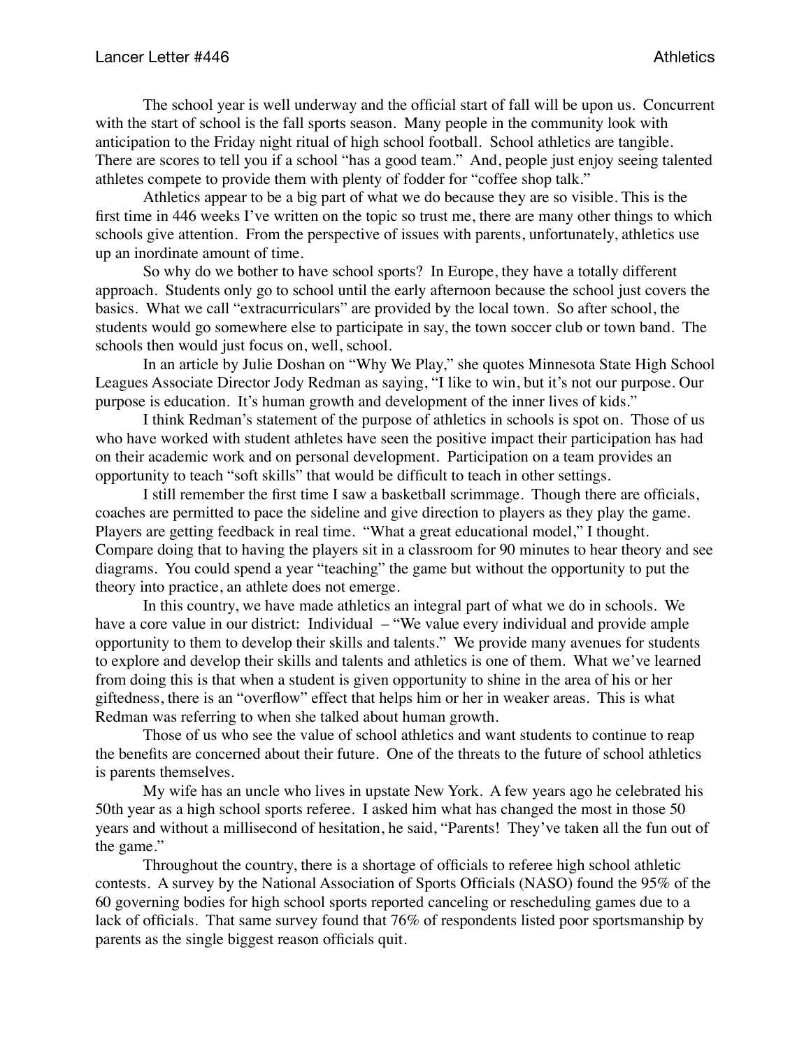The school year is well underway and the official start of fall will be upon us. Concurrent with the start of school is the fall sports season. Many people in the community look with anticipation to the Friday night ritual of high school football. School athletics are tangible. There are scores to tell you if a school "has a good team." And, people just enjoy seeing talented athletes compete to provide them with plenty of fodder for "coffee shop talk."

Athletics appear to be a big part of what we do because they are so visible. This is the first time in 446 weeks I've written on the topic so trust me, there are many other things to which schools give attention. From the perspective of issues with parents, unfortunately, athletics use up an inordinate amount of time.

So why do we bother to have school sports? In Europe, they have a totally different approach. Students only go to school until the early afternoon because the school just covers the basics. What we call "extracurriculars" are provided by the local town. So after school, the students would go somewhere else to participate in say, the town soccer club or town band. The schools then would just focus on, well, school.

In an article by Julie Doshan on "Why We Play," she quotes Minnesota State High School Leagues Associate Director Jody Redman as saying, "I like to win, but it's not our purpose. Our purpose is education. It's human growth and development of the inner lives of kids."

I think Redman's statement of the purpose of athletics in schools is spot on. Those of us who have worked with student athletes have seen the positive impact their participation has had on their academic work and on personal development. Participation on a team provides an opportunity to teach "soft skills" that would be difficult to teach in other settings.

I still remember the first time I saw a basketball scrimmage. Though there are officials, coaches are permitted to pace the sideline and give direction to players as they play the game. Players are getting feedback in real time. "What a great educational model," I thought. Compare doing that to having the players sit in a classroom for 90 minutes to hear theory and see diagrams. You could spend a year "teaching" the game but without the opportunity to put the theory into practice, an athlete does not emerge.

In this country, we have made athletics an integral part of what we do in schools. We have a core value in our district: Individual – "We value every individual and provide ample opportunity to them to develop their skills and talents." We provide many avenues for students to explore and develop their skills and talents and athletics is one of them. What we've learned from doing this is that when a student is given opportunity to shine in the area of his or her giftedness, there is an "overflow" effect that helps him or her in weaker areas. This is what Redman was referring to when she talked about human growth.

Those of us who see the value of school athletics and want students to continue to reap the benefits are concerned about their future. One of the threats to the future of school athletics is parents themselves.

My wife has an uncle who lives in upstate New York. A few years ago he celebrated his 50th year as a high school sports referee. I asked him what has changed the most in those 50 years and without a millisecond of hesitation, he said, "Parents! They've taken all the fun out of the game."

Throughout the country, there is a shortage of officials to referee high school athletic contests. A survey by the National Association of Sports Officials (NASO) found the 95% of the 60 governing bodies for high school sports reported canceling or rescheduling games due to a lack of officials. That same survey found that 76% of respondents listed poor sportsmanship by parents as the single biggest reason officials quit.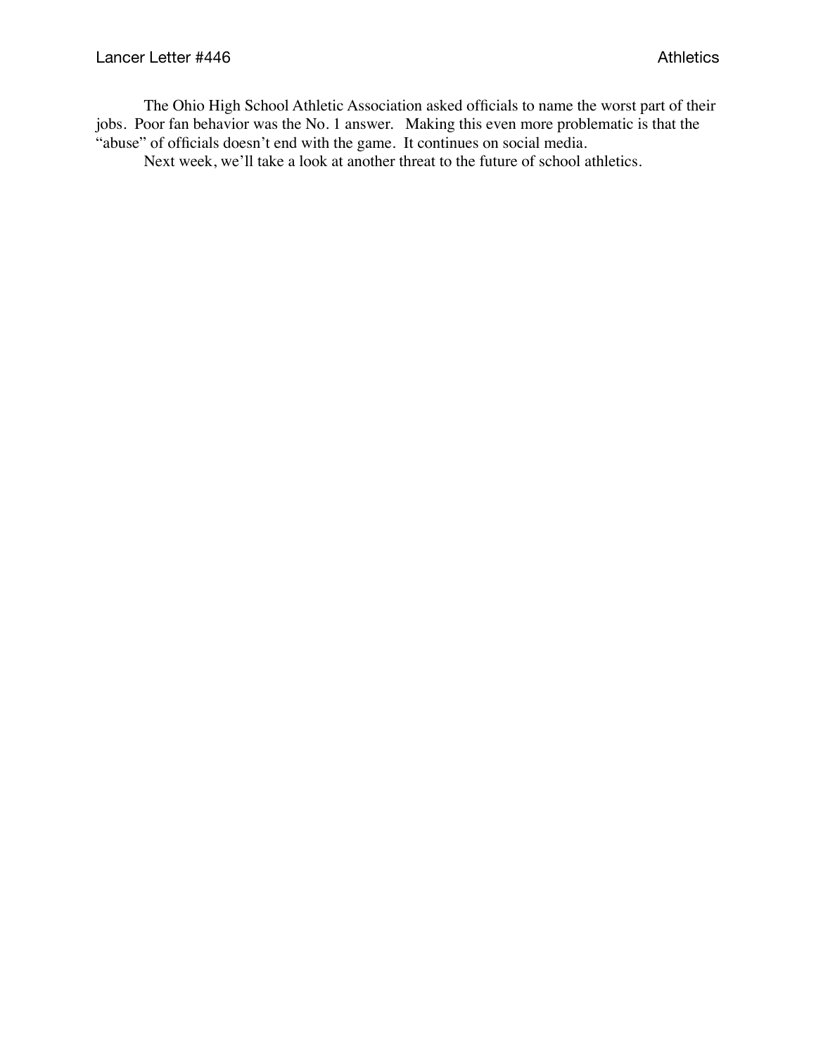The Ohio High School Athletic Association asked officials to name the worst part of their jobs. Poor fan behavior was the No. 1 answer. Making this even more problematic is that the "abuse" of officials doesn't end with the game. It continues on social media.

Next week, we'll take a look at another threat to the future of school athletics.